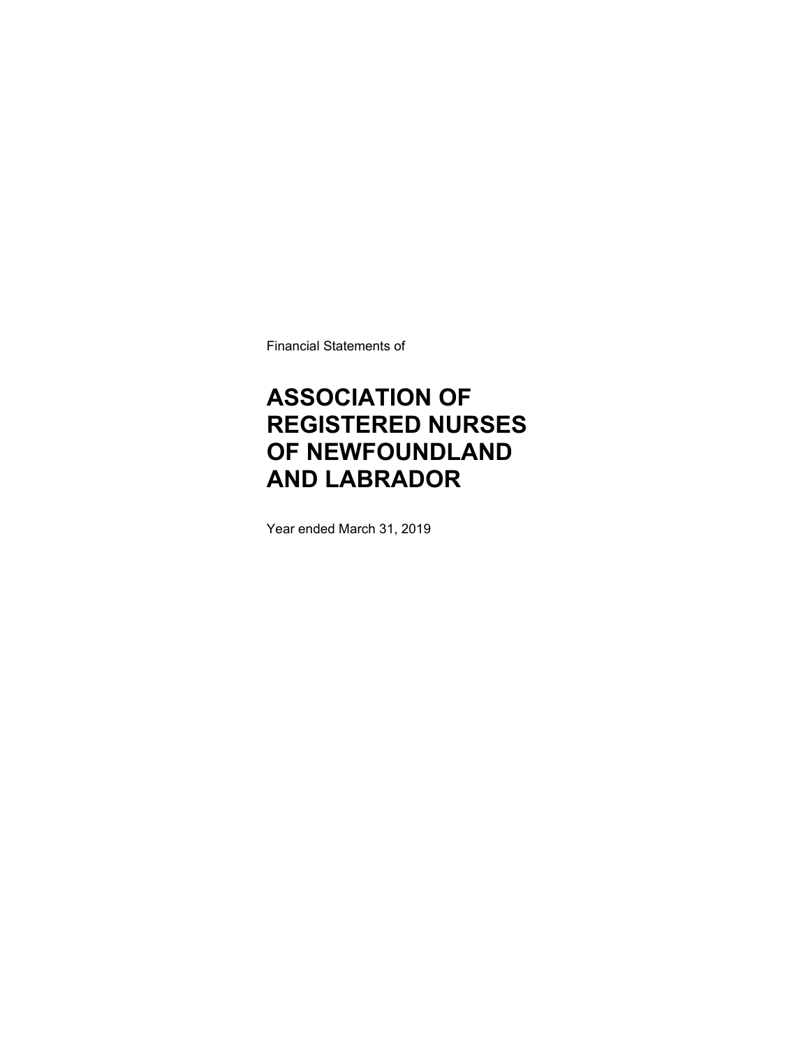Financial Statements of

# ASSOCIATION OF REGISTERED NURSES OF NEWFOUNDLAND AND LABRADOR

Year ended March 31, 2019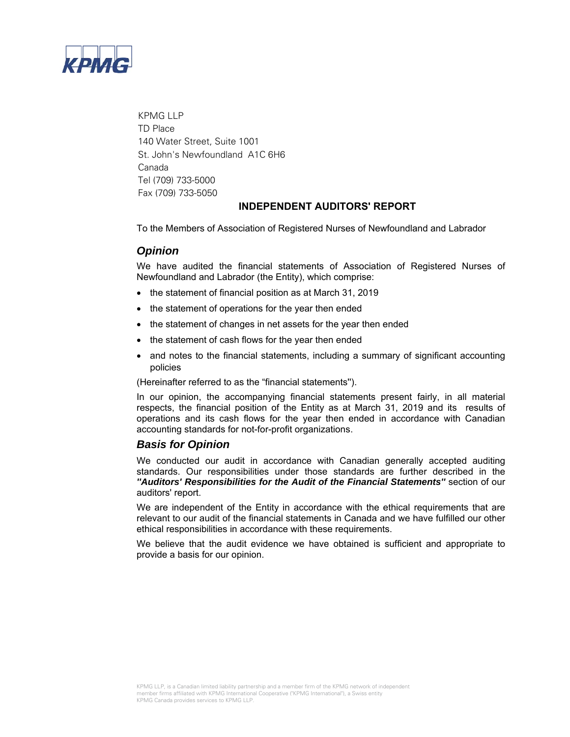KPMG LLP
TD Place
140 Water Street, Suite 1001
St. John's Newfoundland A1C 6H6
Canada
Tel (709) 733-5000
Fax (709) 733-5050

# INDEPENDENT AUDITORS' REPORT

To the Members of Association of Registered Nurses of Newfoundland and Labrador

## *Opinion*

We have audited the financial statements of Association of Registered Nurses of Newfoundland and Labrador (the Entity), which comprise:

- the statement of financial position as at March 31, 2019
- the statement of operations for the year then ended
- the statement of changes in net assets for the year then ended
- the statement of cash flows for the year then ended
- and notes to the financial statements, including a summary of significant accounting policies

(Hereinafter referred to as the "financial statements'').

In our opinion, the accompanying financial statements present fairly, in all material respects, the financial position of the Entity as at March 31, 2019 and its results of operations and its cash flows for the year then ended in accordance with Canadian accounting standards for not-for-profit organizations.

## *Basis for Opinion*

We conducted our audit in accordance with Canadian generally accepted auditing standards. Our responsibilities under those standards are further described in the ***"Auditors' Responsibilities for the Audit of the Financial Statements"*** section of our auditors' report.

We are independent of the Entity in accordance with the ethical requirements that are relevant to our audit of the financial statements in Canada and we have fulfilled our other ethical responsibilities in accordance with these requirements.

We believe that the audit evidence we have obtained is sufficient and appropriate to provide a basis for our opinion.

KPMG LLP, is a Canadian limited liability partnership and a member firm of the KPMG network of independent member firms affiliated with KPMG International Cooperative ("KPMG International"), a Swiss entity
KPMG Canada provides services to KPMG LLP.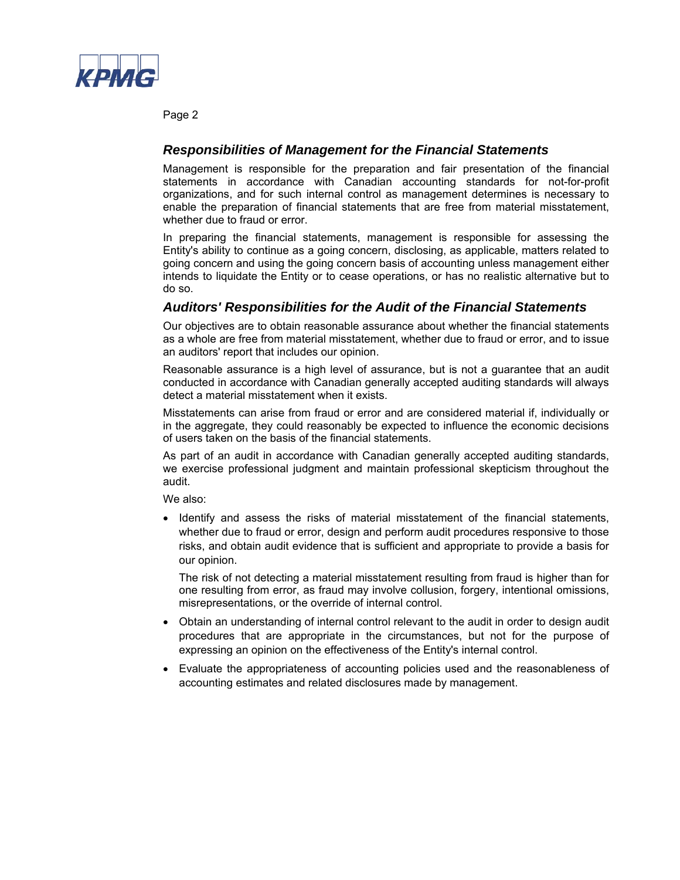## *Responsibilities of Management for the Financial Statements*

Management is responsible for the preparation and fair presentation of the financial statements in accordance with Canadian accounting standards for not-for-profit organizations, and for such internal control as management determines is necessary to enable the preparation of financial statements that are free from material misstatement, whether due to fraud or error.

In preparing the financial statements, management is responsible for assessing the Entity's ability to continue as a going concern, disclosing, as applicable, matters related to going concern and using the going concern basis of accounting unless management either intends to liquidate the Entity or to cease operations, or has no realistic alternative but to do so.

## *Auditors' Responsibilities for the Audit of the Financial Statements*

Our objectives are to obtain reasonable assurance about whether the financial statements as a whole are free from material misstatement, whether due to fraud or error, and to issue an auditors' report that includes our opinion.

Reasonable assurance is a high level of assurance, but is not a guarantee that an audit conducted in accordance with Canadian generally accepted auditing standards will always detect a material misstatement when it exists.

Misstatements can arise from fraud or error and are considered material if, individually or in the aggregate, they could reasonably be expected to influence the economic decisions of users taken on the basis of the financial statements.

As part of an audit in accordance with Canadian generally accepted auditing standards, we exercise professional judgment and maintain professional skepticism throughout the audit.

We also:

- Identify and assess the risks of material misstatement of the financial statements, whether due to fraud or error, design and perform audit procedures responsive to those risks, and obtain audit evidence that is sufficient and appropriate to provide a basis for our opinion.

  The risk of not detecting a material misstatement resulting from fraud is higher than for one resulting from error, as fraud may involve collusion, forgery, intentional omissions, misrepresentations, or the override of internal control.

- Obtain an understanding of internal control relevant to the audit in order to design audit procedures that are appropriate in the circumstances, but not for the purpose of expressing an opinion on the effectiveness of the Entity's internal control.

- Evaluate the appropriateness of accounting policies used and the reasonableness of accounting estimates and related disclosures made by management.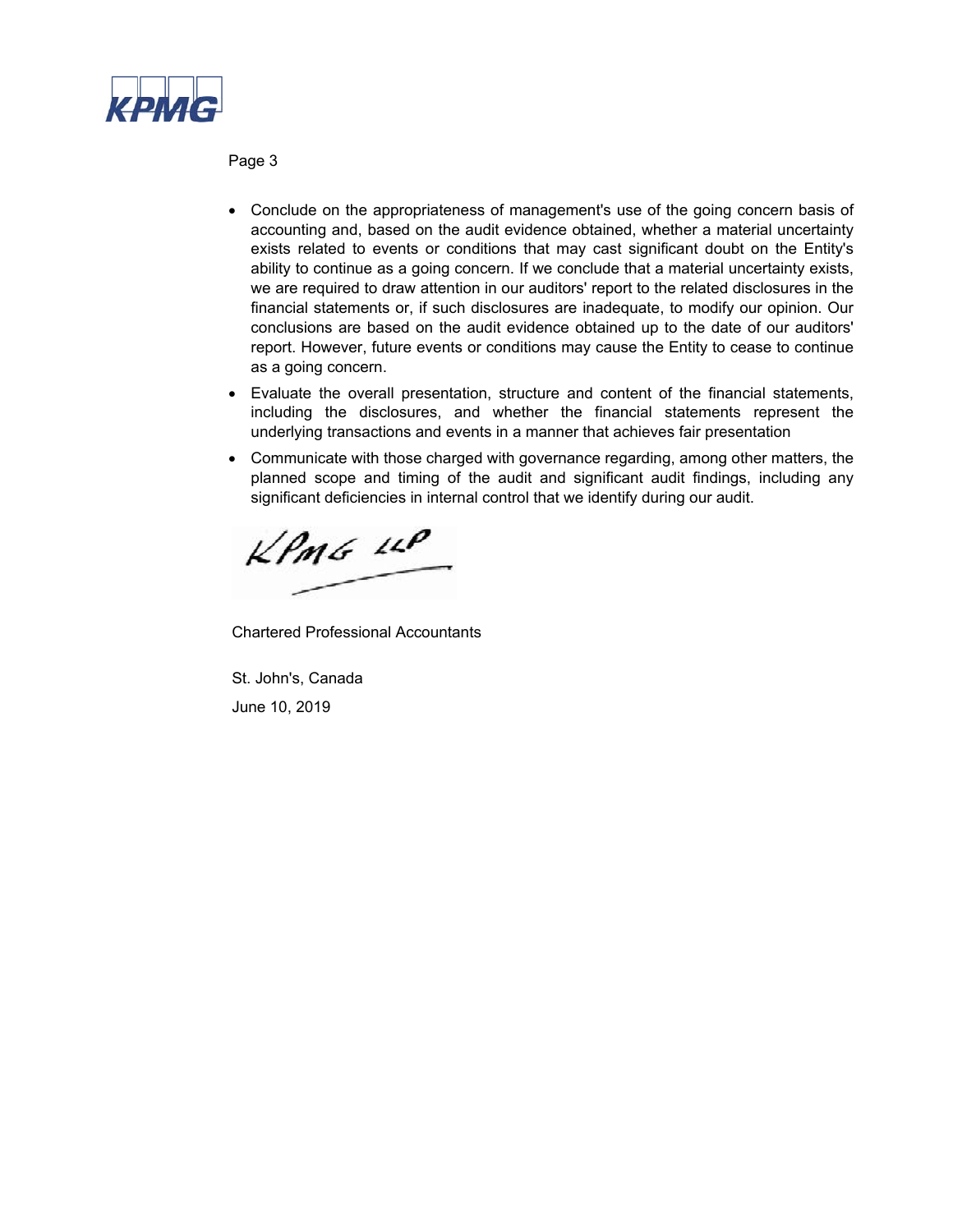- Conclude on the appropriateness of management's use of the going concern basis of accounting and, based on the audit evidence obtained, whether a material uncertainty exists related to events or conditions that may cast significant doubt on the Entity's ability to continue as a going concern. If we conclude that a material uncertainty exists, we are required to draw attention in our auditors' report to the related disclosures in the financial statements or, if such disclosures are inadequate, to modify our opinion. Our conclusions are based on the audit evidence obtained up to the date of our auditors' report. However, future events or conditions may cause the Entity to cease to continue as a going concern.
- Evaluate the overall presentation, structure and content of the financial statements, including the disclosures, and whether the financial statements represent the underlying transactions and events in a manner that achieves fair presentation
- Communicate with those charged with governance regarding, among other matters, the planned scope and timing of the audit and significant audit findings, including any significant deficiencies in internal control that we identify during our audit.

KPMG LLP

Chartered Professional Accountants

St. John's, Canada

June 10, 2019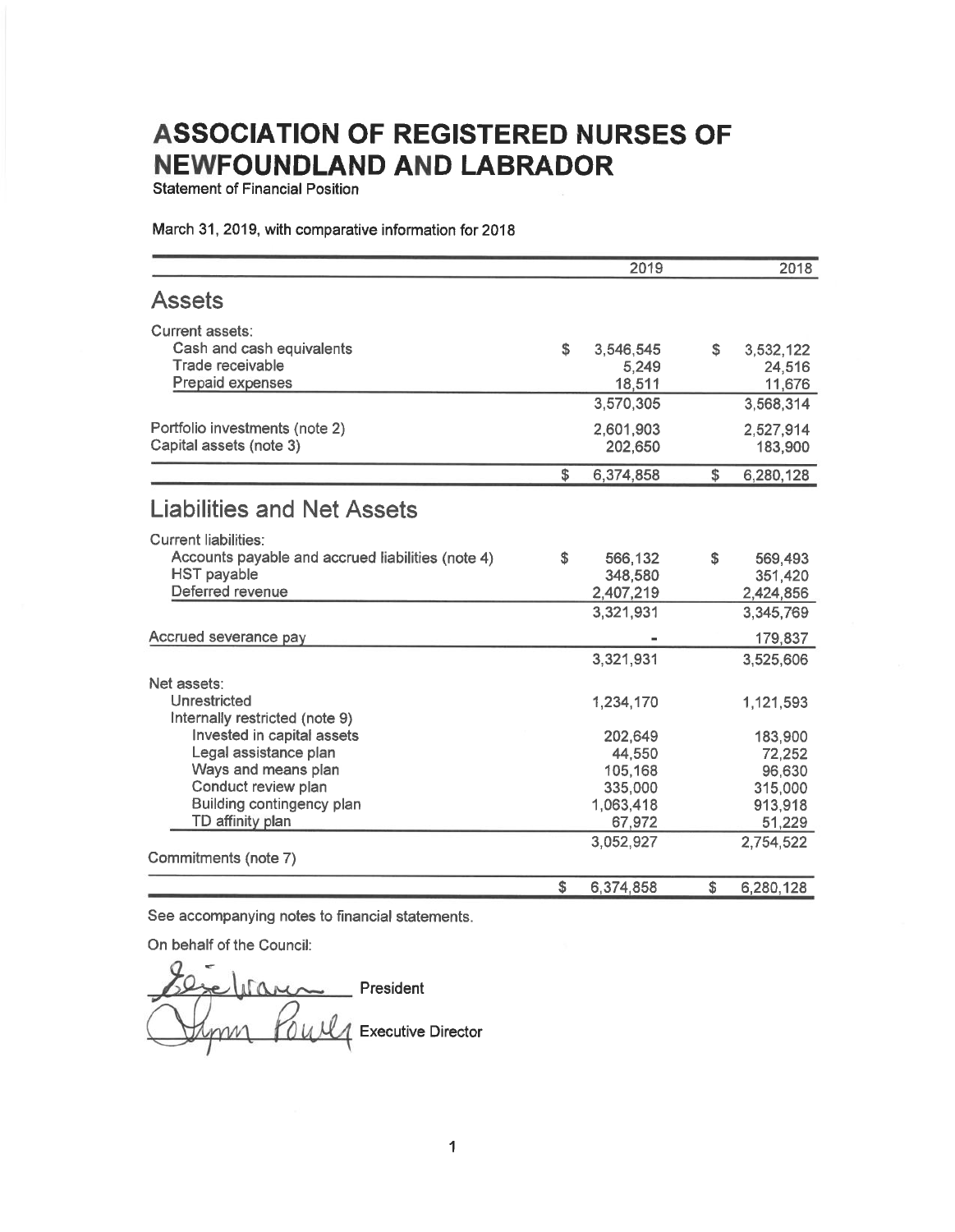# ASSOCIATION OF REGISTERED NURSES OF NEWFOUNDLAND AND LABRADOR

Statement of Financial Position

March 31, 2019, with comparative information for 2018

| | 2019 | 2018 |
|---|---|---|
| **Assets** | | |
| Current assets: | | |
| Cash and cash equivalents | $ 3,546,545 | $ 3,532,122 |
| Trade receivable | 5,249 | 24,516 |
| Prepaid expenses | 18,511 | 11,676 |
| | 3,570,305 | 3,568,314 |
| Portfolio investments (note 2) | 2,601,903 | 2,527,914 |
| Capital assets (note 3) | 202,650 | 183,900 |
| | $ 6,374,858 | $ 6,280,128 |
| **Liabilities and Net Assets** | | |
| Current liabilities: | | |
| Accounts payable and accrued liabilities (note 4) | $ 566,132 | $ 569,493 |
| HST payable | 348,580 | 351,420 |
| Deferred revenue | 2,407,219 | 2,424,856 |
| | 3,321,931 | 3,345,769 |
| Accrued severance pay | - | 179,837 |
| | 3,321,931 | 3,525,606 |
| Net assets: | | |
| Unrestricted | 1,234,170 | 1,121,593 |
| Internally restricted (note 9) | | |
| Invested in capital assets | 202,649 | 183,900 |
| Legal assistance plan | 44,550 | 72,252 |
| Ways and means plan | 105,168 | 96,630 |
| Conduct review plan | 335,000 | 315,000 |
| Building contingency plan | 1,063,418 | 913,918 |
| TD affinity plan | 67,972 | 51,229 |
| | 3,052,927 | 2,754,522 |
| Commitments (note 7) | | |
| | $ 6,374,858 | $ 6,280,128 |

See accompanying notes to financial statements.

On behalf of the Council:

President

Executive Director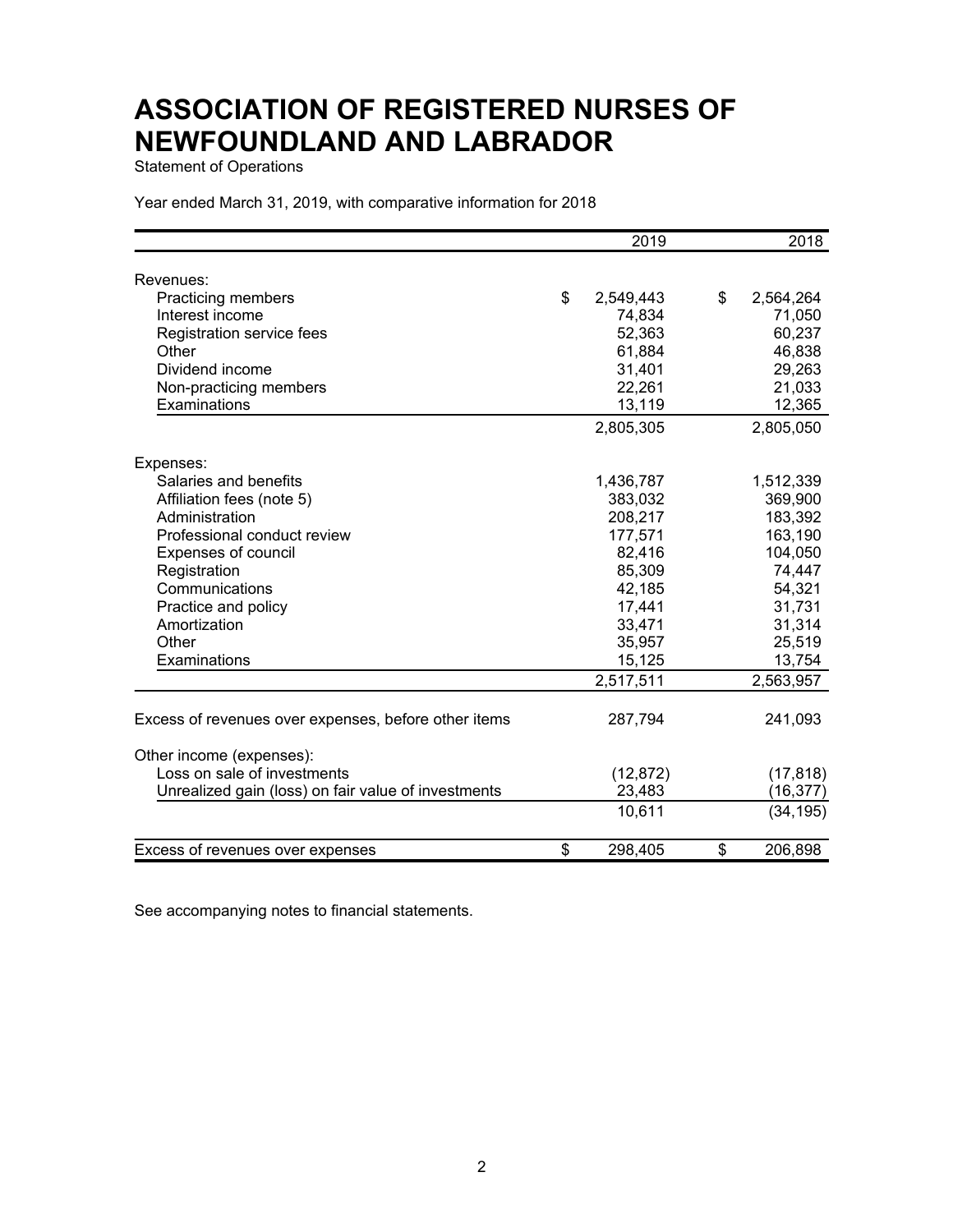# ASSOCIATION OF REGISTERED NURSES OF NEWFOUNDLAND AND LABRADOR

Statement of Operations

Year ended March 31, 2019, with comparative information for 2018

| | 2019 | 2018 |
|---|---|---|
| Revenues: | | |
| Practicing members | $ 2,549,443 | $ 2,564,264 |
| Interest income | 74,834 | 71,050 |
| Registration service fees | 52,363 | 60,237 |
| Other | 61,884 | 46,838 |
| Dividend income | 31,401 | 29,263 |
| Non-practicing members | 22,261 | 21,033 |
| Examinations | 13,119 | 12,365 |
| | 2,805,305 | 2,805,050 |
| Expenses: | | |
| Salaries and benefits | 1,436,787 | 1,512,339 |
| Affiliation fees (note 5) | 383,032 | 369,900 |
| Administration | 208,217 | 183,392 |
| Professional conduct review | 177,571 | 163,190 |
| Expenses of council | 82,416 | 104,050 |
| Registration | 85,309 | 74,447 |
| Communications | 42,185 | 54,321 |
| Practice and policy | 17,441 | 31,731 |
| Amortization | 33,471 | 31,314 |
| Other | 35,957 | 25,519 |
| Examinations | 15,125 | 13,754 |
| | 2,517,511 | 2,563,957 |
| Excess of revenues over expenses, before other items | 287,794 | 241,093 |
| Other income (expenses): | | |
| Loss on sale of investments | (12,872) | (17,818) |
| Unrealized gain (loss) on fair value of investments | 23,483 | (16,377) |
| | 10,611 | (34,195) |
| Excess of revenues over expenses | $ 298,405 | $ 206,898 |

See accompanying notes to financial statements.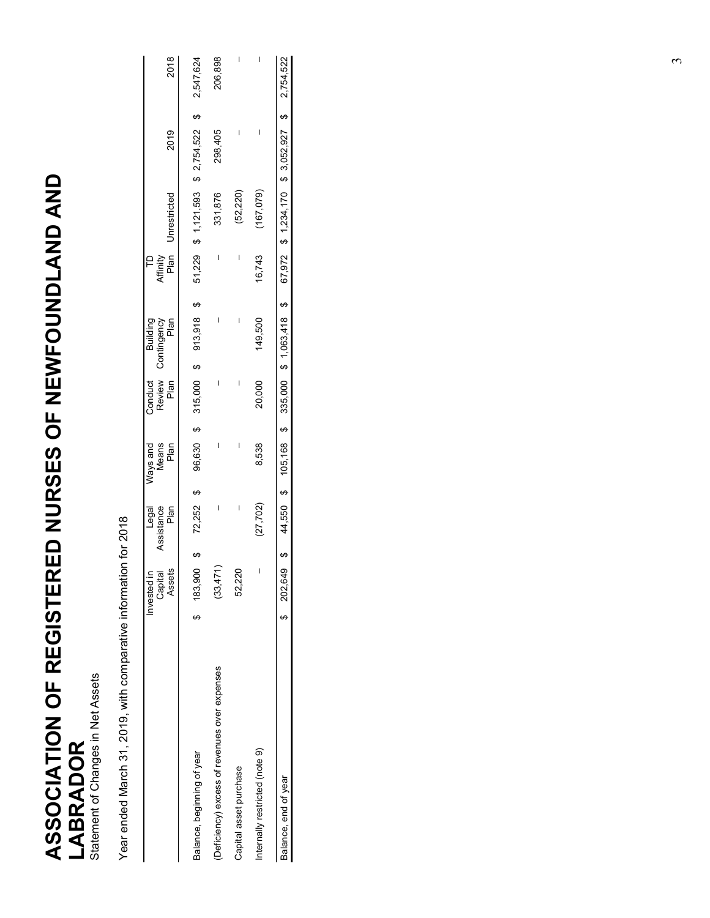# ASSOCIATION OF REGISTERED NURSES OF NEWFOUNDLAND AND LABRADOR

Statement of Changes in Net Assets

Year ended March 31, 2019, with comparative information for 2018

| | Invested in Capital Assets | Legal Assistance Plan | Ways and Means Plan | Conduct Review Plan | Building Contingency Plan | TD Affinity Plan | Unrestricted | 2019 | 2018 |
|---|---|---|---|---|---|---|---|---|---|
| Balance, beginning of year | $ 183,900 | $ 72,252 | $ 96,630 | $ 315,000 | $ 913,918 | $ 51,229 | $ 1,121,593 | $ 2,754,522 | $ 2,547,624 |
| (Deficiency) excess of revenues over expenses | (33,471) | – | – | – | – | – | 331,876 | 298,405 | 206,898 |
| Capital asset purchase | 52,220 | – | – | – | – | – | (52,220) | – | – |
| Internally restricted (note 9) | – | (27,702) | 8,538 | 20,000 | 149,500 | 16,743 | (167,079) | – | – |
| Balance, end of year | $ 202,649 | $ 44,550 | $ 105,168 | $ 335,000 | $ 1,063,418 | $ 67,972 | $ 1,234,170 | $ 3,052,927 | $ 2,754,522 |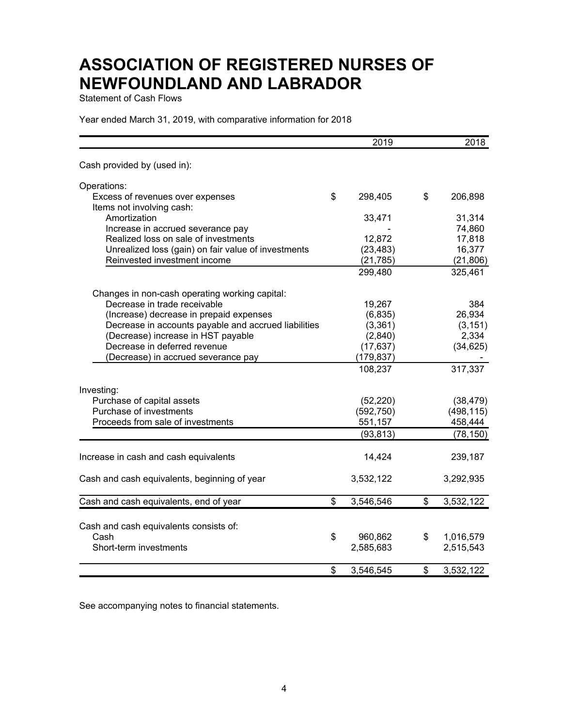# ASSOCIATION OF REGISTERED NURSES OF NEWFOUNDLAND AND LABRADOR

Statement of Cash Flows

Year ended March 31, 2019, with comparative information for 2018

| | 2019 | 2018 |
|---|---|---|
| Cash provided by (used in): | | |
| Operations: | | |
| Excess of revenues over expenses | $ 298,405 | $ 206,898 |
| Items not involving cash: | | |
| Amortization | 33,471 | 31,314 |
| Increase in accrued severance pay | - | 74,860 |
| Realized loss on sale of investments | 12,872 | 17,818 |
| Unrealized loss (gain) on fair value of investments | (23,483) | 16,377 |
| Reinvested investment income | (21,785) | (21,806) |
| | 299,480 | 325,461 |
| Changes in non-cash operating working capital: | | |
| Decrease in trade receivable | 19,267 | 384 |
| (Increase) decrease in prepaid expenses | (6,835) | 26,934 |
| Decrease in accounts payable and accrued liabilities | (3,361) | (3,151) |
| (Decrease) increase in HST payable | (2,840) | 2,334 |
| Decrease in deferred revenue | (17,637) | (34,625) |
| (Decrease) in accrued severance pay | (179,837) | - |
| | 108,237 | 317,337 |
| Investing: | | |
| Purchase of capital assets | (52,220) | (38,479) |
| Purchase of investments | (592,750) | (498,115) |
| Proceeds from sale of investments | 551,157 | 458,444 |
| | (93,813) | (78,150) |
| Increase in cash and cash equivalents | 14,424 | 239,187 |
| Cash and cash equivalents, beginning of year | 3,532,122 | 3,292,935 |
| Cash and cash equivalents, end of year | $ 3,546,546 | $ 3,532,122 |
| Cash and cash equivalents consists of: | | |
| Cash | $ 960,862 | $ 1,016,579 |
| Short-term investments | 2,585,683 | 2,515,543 |
| | $ 3,546,545 | $ 3,532,122 |

See accompanying notes to financial statements.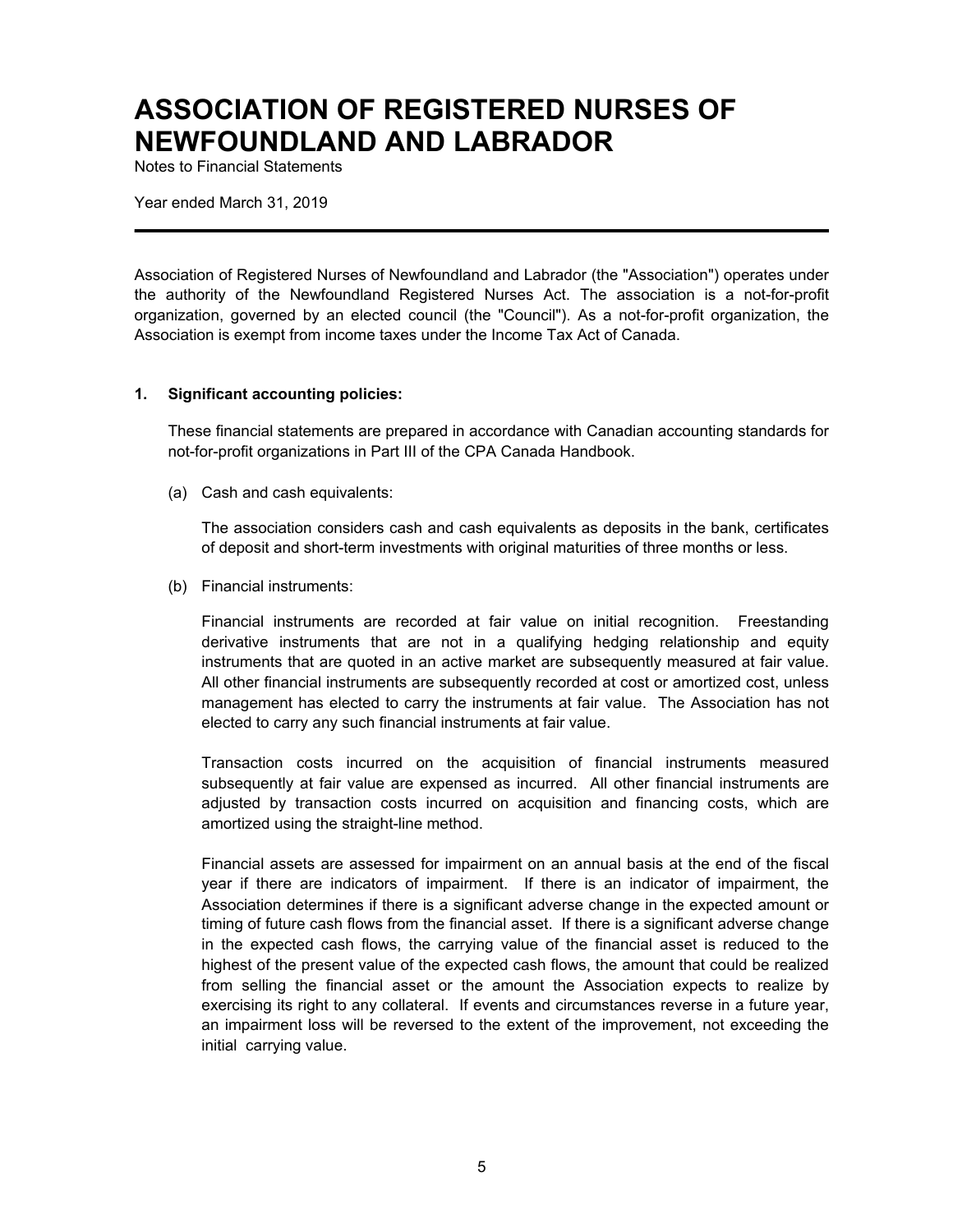# ASSOCIATION OF REGISTERED NURSES OF NEWFOUNDLAND AND LABRADOR

Notes to Financial Statements

Year ended March 31, 2019

---

Association of Registered Nurses of Newfoundland and Labrador (the "Association") operates under the authority of the Newfoundland Registered Nurses Act. The association is a not-for-profit organization, governed by an elected council (the "Council"). As a not-for-profit organization, the Association is exempt from income taxes under the Income Tax Act of Canada.

**1. Significant accounting policies:**

These financial statements are prepared in accordance with Canadian accounting standards for not-for-profit organizations in Part III of the CPA Canada Handbook.

(a) Cash and cash equivalents:

The association considers cash and cash equivalents as deposits in the bank, certificates of deposit and short-term investments with original maturities of three months or less.

(b) Financial instruments:

Financial instruments are recorded at fair value on initial recognition. Freestanding derivative instruments that are not in a qualifying hedging relationship and equity instruments that are quoted in an active market are subsequently measured at fair value. All other financial instruments are subsequently recorded at cost or amortized cost, unless management has elected to carry the instruments at fair value. The Association has not elected to carry any such financial instruments at fair value.

Transaction costs incurred on the acquisition of financial instruments measured subsequently at fair value are expensed as incurred. All other financial instruments are adjusted by transaction costs incurred on acquisition and financing costs, which are amortized using the straight-line method.

Financial assets are assessed for impairment on an annual basis at the end of the fiscal year if there are indicators of impairment. If there is an indicator of impairment, the Association determines if there is a significant adverse change in the expected amount or timing of future cash flows from the financial asset. If there is a significant adverse change in the expected cash flows, the carrying value of the financial asset is reduced to the highest of the present value of the expected cash flows, the amount that could be realized from selling the financial asset or the amount the Association expects to realize by exercising its right to any collateral. If events and circumstances reverse in a future year, an impairment loss will be reversed to the extent of the improvement, not exceeding the initial carrying value.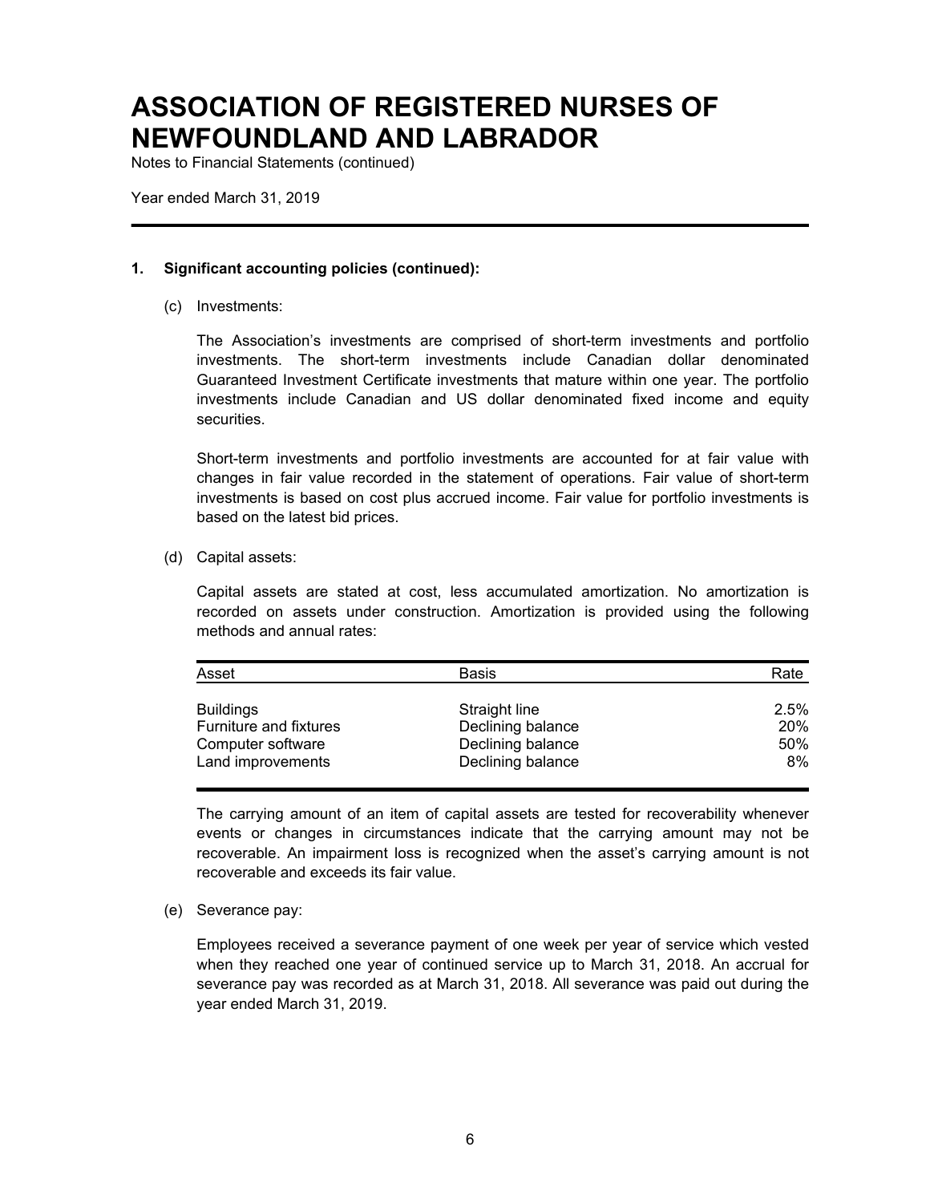# ASSOCIATION OF REGISTERED NURSES OF NEWFOUNDLAND AND LABRADOR

Notes to Financial Statements (continued)

Year ended March 31, 2019

## 1. Significant accounting policies (continued):

(c) Investments:

The Association's investments are comprised of short-term investments and portfolio investments. The short-term investments include Canadian dollar denominated Guaranteed Investment Certificate investments that mature within one year. The portfolio investments include Canadian and US dollar denominated fixed income and equity securities.

Short-term investments and portfolio investments are accounted for at fair value with changes in fair value recorded in the statement of operations. Fair value of short-term investments is based on cost plus accrued income. Fair value for portfolio investments is based on the latest bid prices.

(d) Capital assets:

Capital assets are stated at cost, less accumulated amortization. No amortization is recorded on assets under construction. Amortization is provided using the following methods and annual rates:

| Asset | Basis | Rate |
|---|---|---|
| Buildings | Straight line | 2.5% |
| Furniture and fixtures | Declining balance | 20% |
| Computer software | Declining balance | 50% |
| Land improvements | Declining balance | 8% |

The carrying amount of an item of capital assets are tested for recoverability whenever events or changes in circumstances indicate that the carrying amount may not be recoverable. An impairment loss is recognized when the asset's carrying amount is not recoverable and exceeds its fair value.

(e) Severance pay:

Employees received a severance payment of one week per year of service which vested when they reached one year of continued service up to March 31, 2018. An accrual for severance pay was recorded as at March 31, 2018. All severance was paid out during the year ended March 31, 2019.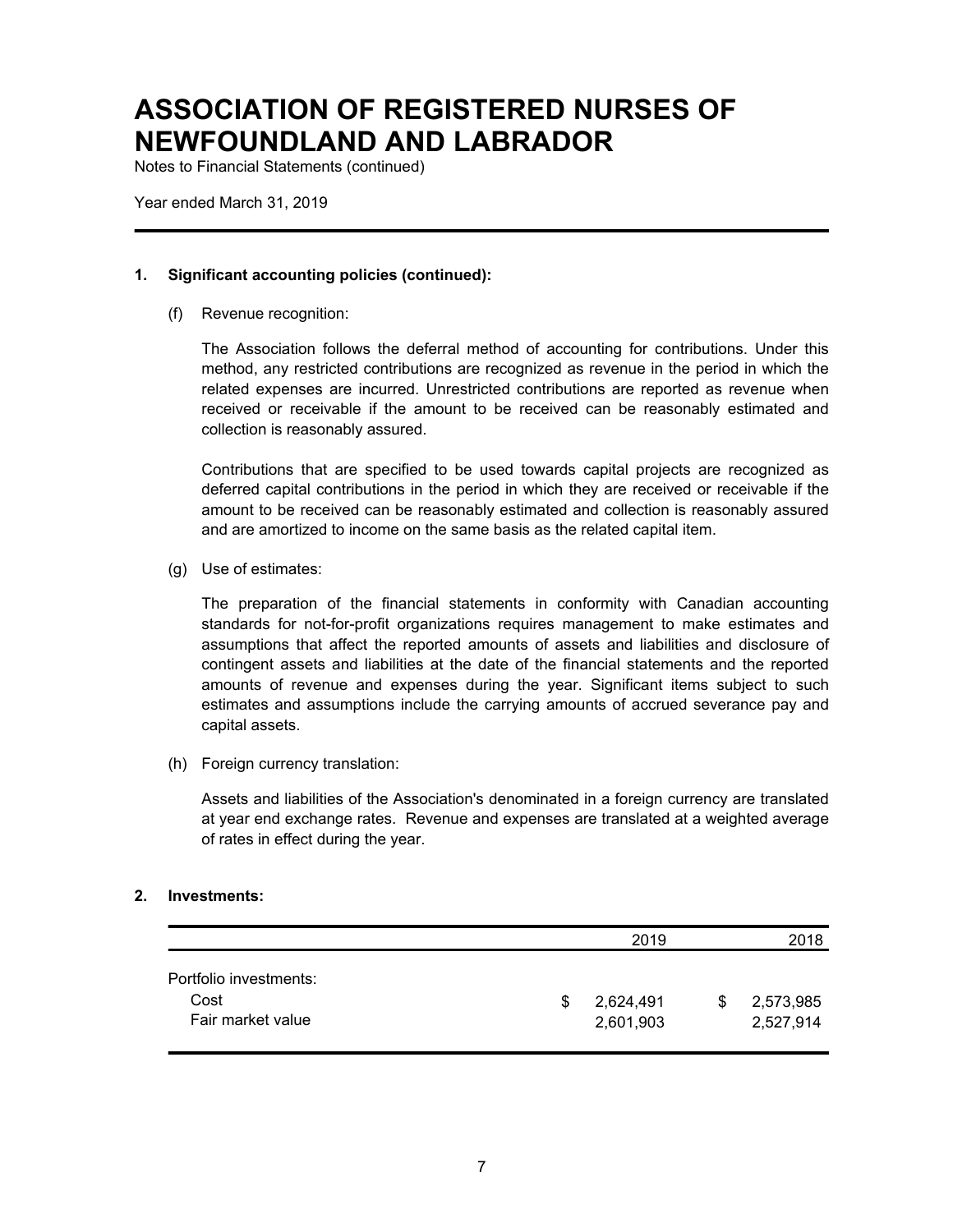# ASSOCIATION OF REGISTERED NURSES OF NEWFOUNDLAND AND LABRADOR

Notes to Financial Statements (continued)

Year ended March 31, 2019

---

**1. Significant accounting policies (continued):**

(f) Revenue recognition:

The Association follows the deferral method of accounting for contributions. Under this method, any restricted contributions are recognized as revenue in the period in which the related expenses are incurred. Unrestricted contributions are reported as revenue when received or receivable if the amount to be received can be reasonably estimated and collection is reasonably assured.

Contributions that are specified to be used towards capital projects are recognized as deferred capital contributions in the period in which they are received or receivable if the amount to be received can be reasonably estimated and collection is reasonably assured and are amortized to income on the same basis as the related capital item.

(g) Use of estimates:

The preparation of the financial statements in conformity with Canadian accounting standards for not-for-profit organizations requires management to make estimates and assumptions that affect the reported amounts of assets and liabilities and disclosure of contingent assets and liabilities at the date of the financial statements and the reported amounts of revenue and expenses during the year. Significant items subject to such estimates and assumptions include the carrying amounts of accrued severance pay and capital assets.

(h) Foreign currency translation:

Assets and liabilities of the Association's denominated in a foreign currency are translated at year end exchange rates. Revenue and expenses are translated at a weighted average of rates in effect during the year.

**2. Investments:**

| | 2019 | 2018 |
|---|---|---|
| Portfolio investments: | | |
| Cost | $ 2,624,491 | $ 2,573,985 |
| Fair market value | 2,601,903 | 2,527,914 |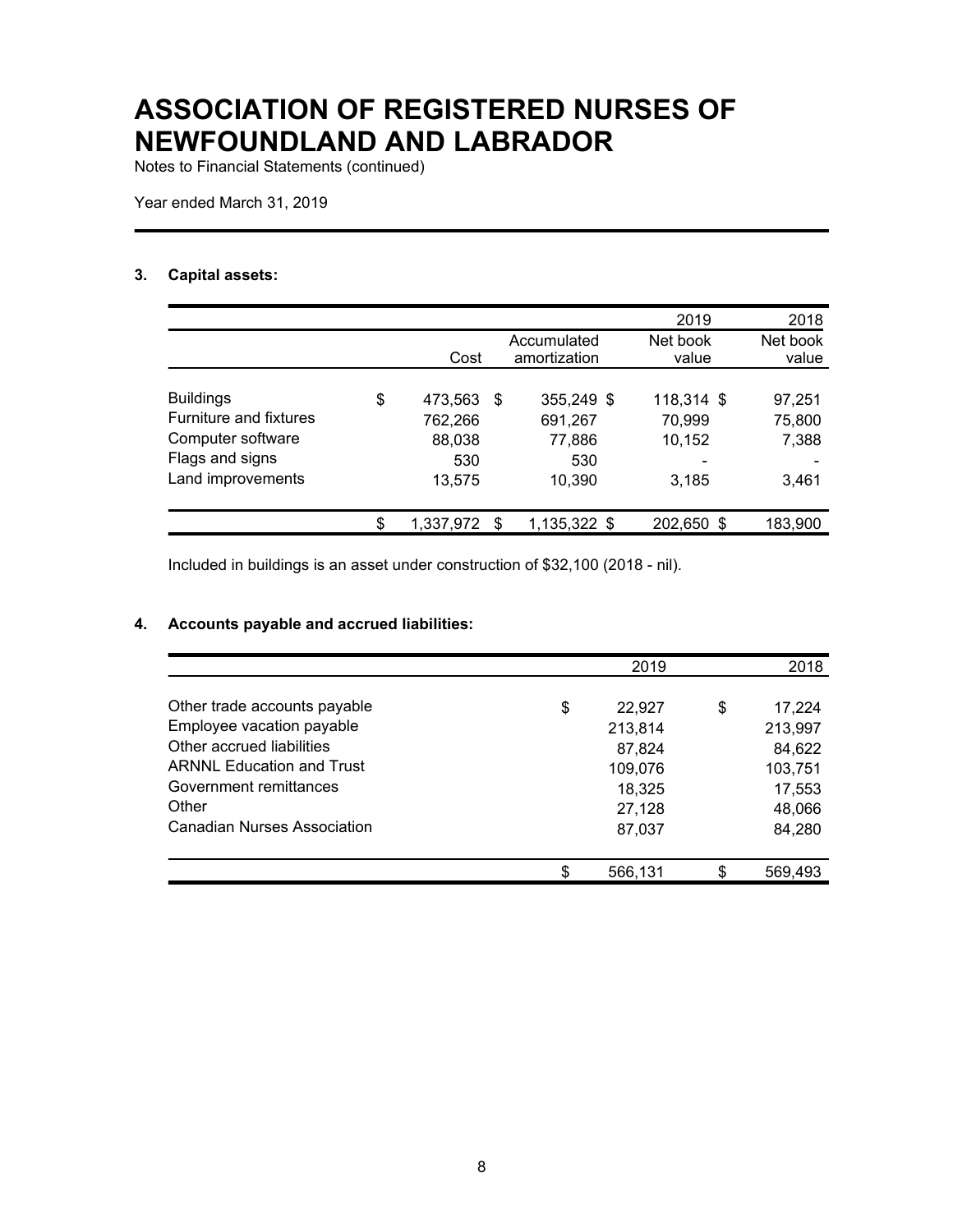# ASSOCIATION OF REGISTERED NURSES OF NEWFOUNDLAND AND LABRADOR

Notes to Financial Statements (continued)

Year ended March 31, 2019

### 3. Capital assets:

| | Cost | Accumulated amortization | 2019 Net book value | 2018 Net book value |
|---|---|---|---|---|
| Buildings | $ 473,563 | $ 355,249 | $ 118,314 | $ 97,251 |
| Furniture and fixtures | 762,266 | 691,267 | 70,999 | 75,800 |
| Computer software | 88,038 | 77,886 | 10,152 | 7,388 |
| Flags and signs | 530 | 530 | - | - |
| Land improvements | 13,575 | 10,390 | 3,185 | 3,461 |
| | $ 1,337,972 | $ 1,135,322 | $ 202,650 | $ 183,900 |

Included in buildings is an asset under construction of $32,100 (2018 - nil).

### 4. Accounts payable and accrued liabilities:

| | 2019 | 2018 |
|---|---|---|
| Other trade accounts payable | $ 22,927 | $ 17,224 |
| Employee vacation payable | 213,814 | 213,997 |
| Other accrued liabilities | 87,824 | 84,622 |
| ARNNL Education and Trust | 109,076 | 103,751 |
| Government remittances | 18,325 | 17,553 |
| Other | 27,128 | 48,066 |
| Canadian Nurses Association | 87,037 | 84,280 |
| | $ 566,131 | $ 569,493 |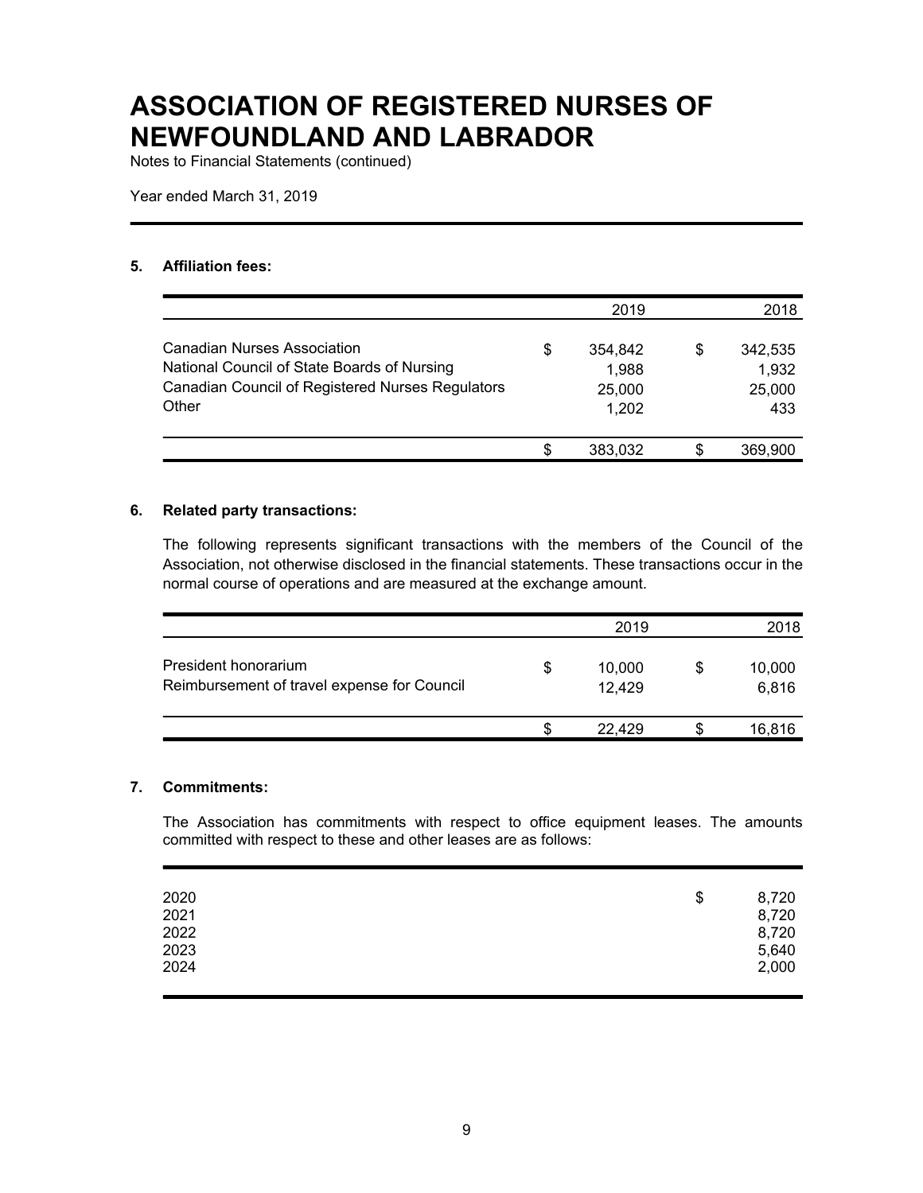# ASSOCIATION OF REGISTERED NURSES OF NEWFOUNDLAND AND LABRADOR

Notes to Financial Statements (continued)

Year ended March 31, 2019

### 5. Affiliation fees:

| | 2019 | 2018 |
|---|---|---|
| Canadian Nurses Association | $ 354,842 | $ 342,535 |
| National Council of State Boards of Nursing | 1,988 | 1,932 |
| Canadian Council of Registered Nurses Regulators | 25,000 | 25,000 |
| Other | 1,202 | 433 |
| | $ 383,032 | $ 369,900 |

### 6. Related party transactions:

The following represents significant transactions with the members of the Council of the Association, not otherwise disclosed in the financial statements. These transactions occur in the normal course of operations and are measured at the exchange amount.

| | 2019 | 2018 |
|---|---|---|
| President honorarium | $ 10,000 | $ 10,000 |
| Reimbursement of travel expense for Council | 12,429 | 6,816 |
| | $ 22,429 | $ 16,816 |

### 7. Commitments:

The Association has commitments with respect to office equipment leases. The amounts committed with respect to these and other leases are as follows:

| | |
|---|---|
| 2020 | $ 8,720 |
| 2021 | 8,720 |
| 2022 | 8,720 |
| 2023 | 5,640 |
| 2024 | 2,000 |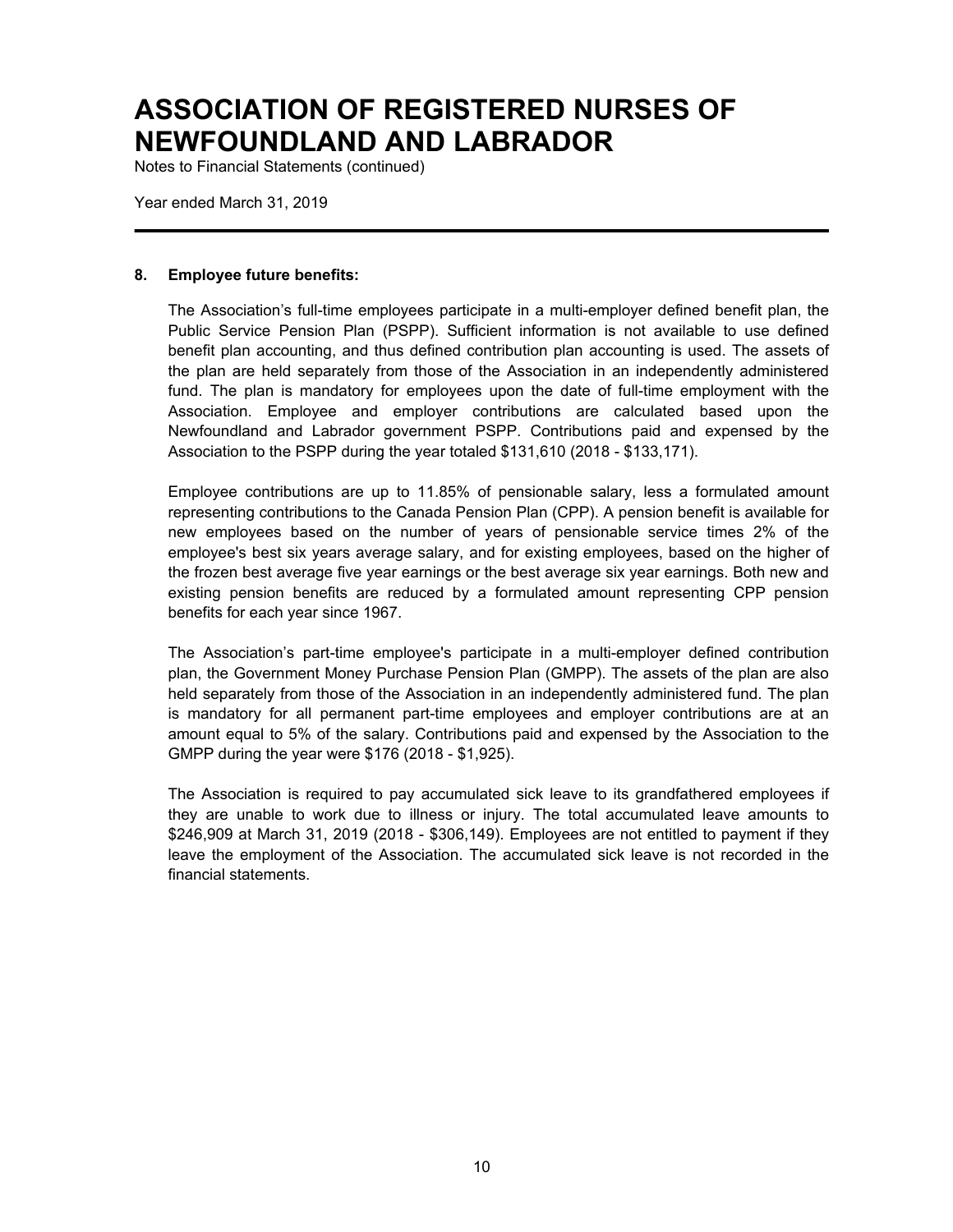# ASSOCIATION OF REGISTERED NURSES OF NEWFOUNDLAND AND LABRADOR

Notes to Financial Statements (continued)

Year ended March 31, 2019

---

**8. Employee future benefits:**

The Association's full-time employees participate in a multi-employer defined benefit plan, the Public Service Pension Plan (PSPP). Sufficient information is not available to use defined benefit plan accounting, and thus defined contribution plan accounting is used. The assets of the plan are held separately from those of the Association in an independently administered fund. The plan is mandatory for employees upon the date of full-time employment with the Association. Employee and employer contributions are calculated based upon the Newfoundland and Labrador government PSPP. Contributions paid and expensed by the Association to the PSPP during the year totaled $131,610 (2018 - $133,171).

Employee contributions are up to 11.85% of pensionable salary, less a formulated amount representing contributions to the Canada Pension Plan (CPP). A pension benefit is available for new employees based on the number of years of pensionable service times 2% of the employee's best six years average salary, and for existing employees, based on the higher of the frozen best average five year earnings or the best average six year earnings. Both new and existing pension benefits are reduced by a formulated amount representing CPP pension benefits for each year since 1967.

The Association's part-time employee's participate in a multi-employer defined contribution plan, the Government Money Purchase Pension Plan (GMPP). The assets of the plan are also held separately from those of the Association in an independently administered fund. The plan is mandatory for all permanent part-time employees and employer contributions are at an amount equal to 5% of the salary. Contributions paid and expensed by the Association to the GMPP during the year were $176 (2018 - $1,925).

The Association is required to pay accumulated sick leave to its grandfathered employees if they are unable to work due to illness or injury. The total accumulated leave amounts to $246,909 at March 31, 2019 (2018 - $306,149). Employees are not entitled to payment if they leave the employment of the Association. The accumulated sick leave is not recorded in the financial statements.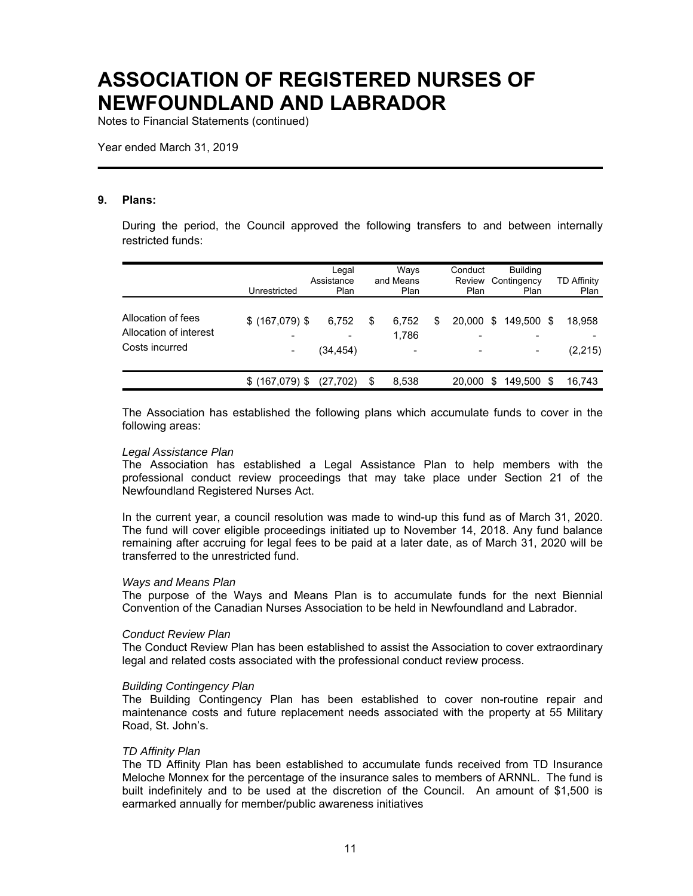# ASSOCIATION OF REGISTERED NURSES OF NEWFOUNDLAND AND LABRADOR

Notes to Financial Statements (continued)

Year ended March 31, 2019

## 9. Plans:

During the period, the Council approved the following transfers to and between internally restricted funds:

| | Unrestricted | Legal Assistance Plan | Ways and Means Plan | Conduct Review Plan | Building Contingency Plan | TD Affinity Plan |
|---|---|---|---|---|---|---|
| Allocation of fees | $ (167,079) | $ 6,752 | $ 6,752 | $ 20,000 | $ 149,500 | $ 18,958 |
| Allocation of interest | - | - | 1,786 | - | - | - |
| Costs incurred | - | (34,454) | - | - | - | (2,215) |
| | $ (167,079) | $ (27,702) | $ 8,538 | 20,000 | $ 149,500 | $ 16,743 |

The Association has established the following plans which accumulate funds to cover in the following areas:

*Legal Assistance Plan*
The Association has established a Legal Assistance Plan to help members with the professional conduct review proceedings that may take place under Section 21 of the Newfoundland Registered Nurses Act.

In the current year, a council resolution was made to wind-up this fund as of March 31, 2020. The fund will cover eligible proceedings initiated up to November 14, 2018. Any fund balance remaining after accruing for legal fees to be paid at a later date, as of March 31, 2020 will be transferred to the unrestricted fund.

*Ways and Means Plan*
The purpose of the Ways and Means Plan is to accumulate funds for the next Biennial Convention of the Canadian Nurses Association to be held in Newfoundland and Labrador.

*Conduct Review Plan*
The Conduct Review Plan has been established to assist the Association to cover extraordinary legal and related costs associated with the professional conduct review process.

*Building Contingency Plan*
The Building Contingency Plan has been established to cover non-routine repair and maintenance costs and future replacement needs associated with the property at 55 Military Road, St. John's.

*TD Affinity Plan*
The TD Affinity Plan has been established to accumulate funds received from TD Insurance Meloche Monnex for the percentage of the insurance sales to members of ARNNL. The fund is built indefinitely and to be used at the discretion of the Council. An amount of $1,500 is earmarked annually for member/public awareness initiatives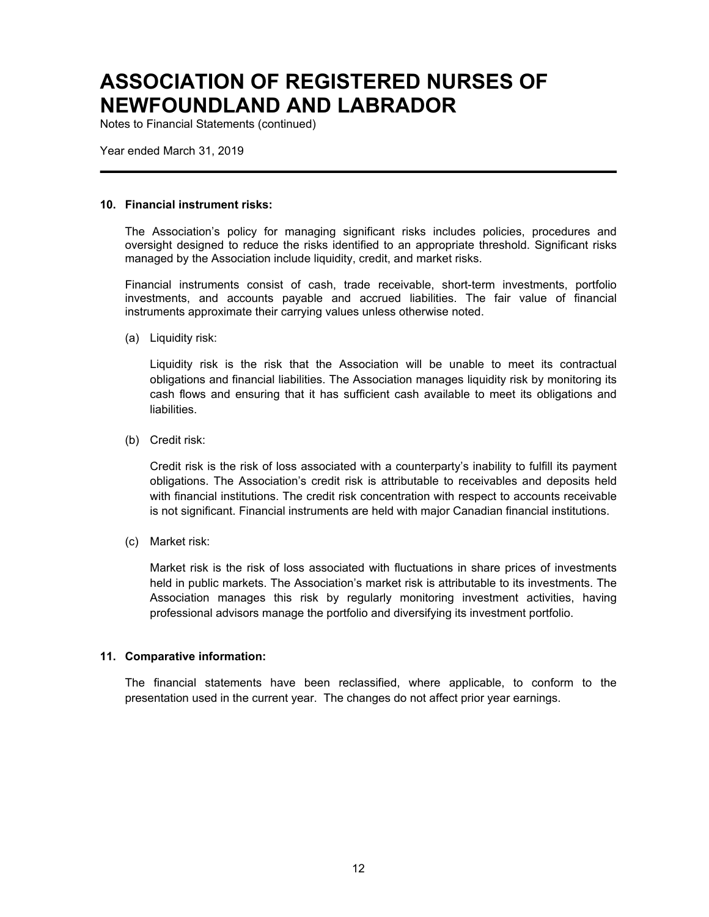# ASSOCIATION OF REGISTERED NURSES OF NEWFOUNDLAND AND LABRADOR

Notes to Financial Statements (continued)

Year ended March 31, 2019

## 10. Financial instrument risks:

The Association's policy for managing significant risks includes policies, procedures and oversight designed to reduce the risks identified to an appropriate threshold. Significant risks managed by the Association include liquidity, credit, and market risks.

Financial instruments consist of cash, trade receivable, short-term investments, portfolio investments, and accounts payable and accrued liabilities. The fair value of financial instruments approximate their carrying values unless otherwise noted.

(a) Liquidity risk:

Liquidity risk is the risk that the Association will be unable to meet its contractual obligations and financial liabilities. The Association manages liquidity risk by monitoring its cash flows and ensuring that it has sufficient cash available to meet its obligations and liabilities.

(b) Credit risk:

Credit risk is the risk of loss associated with a counterparty's inability to fulfill its payment obligations. The Association's credit risk is attributable to receivables and deposits held with financial institutions. The credit risk concentration with respect to accounts receivable is not significant. Financial instruments are held with major Canadian financial institutions.

(c) Market risk:

Market risk is the risk of loss associated with fluctuations in share prices of investments held in public markets. The Association's market risk is attributable to its investments. The Association manages this risk by regularly monitoring investment activities, having professional advisors manage the portfolio and diversifying its investment portfolio.

## 11. Comparative information:

The financial statements have been reclassified, where applicable, to conform to the presentation used in the current year. The changes do not affect prior year earnings.